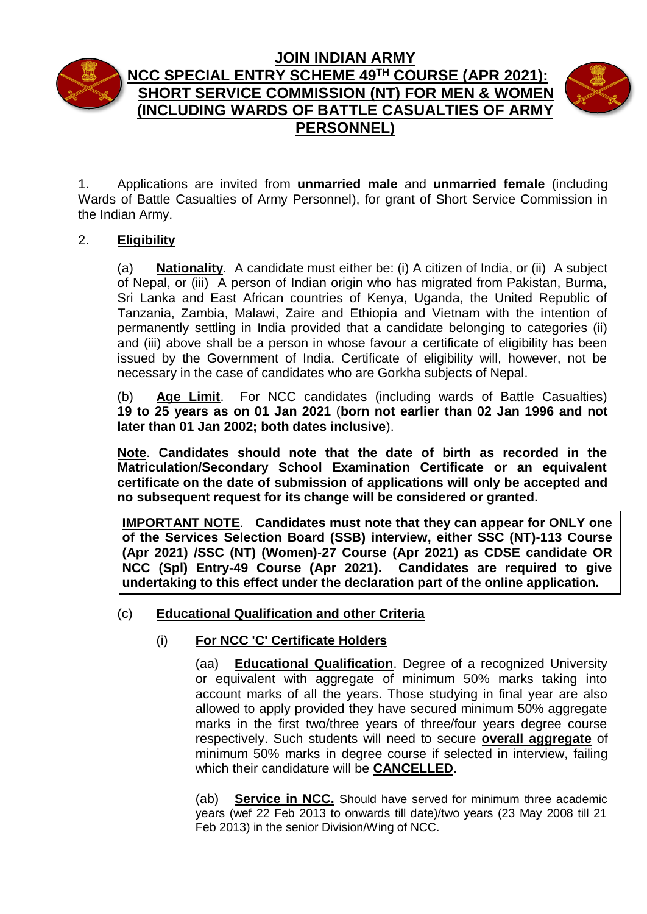# JOIN INDIAN ARMY

## NCC SPECIAL ENTRY SCHEME 49[TH] COURSE (APR 2021): SHORT SERVICE COMMISSION (NT) FOR MEN & WOMEN (INCLUDING WARDS OF BATTLE CASUALTIES OF ARMY PERSONNEL)

1. Applications are invited from **unmarried male** and **unmarried female** (including Wards of Battle Casualties of Army Personnel), for grant of Short Service Commission in the Indian Army.

2. **Eligibility**

(a) **Nationality**. A candidate must either be: (i) A citizen of India, or (ii) A subject of Nepal, or (iii) A person of Indian origin who has migrated from Pakistan, Burma, Sri Lanka and East African countries of Kenya, Uganda, the United Republic of Tanzania, Zambia, Malawi, Zaire and Ethiopia and Vietnam with the intention of permanently settling in India provided that a candidate belonging to categories (ii) and (iii) above shall be a person in whose favour a certificate of eligibility has been issued by the Government of India. Certificate of eligibility will, however, not be necessary in the case of candidates who are Gorkha subjects of Nepal.

(b) **Age Limit**. For NCC candidates (including wards of Battle Casualties) **19 to 25 years as on 01 Jan 2021** (**born not earlier than 02 Jan 1996 and not later than 01 Jan 2002; both dates inclusive**).

**Note**. **Candidates should note that the date of birth as recorded in the Matriculation/Secondary School Examination Certificate or an equivalent certificate on the date of submission of applications will only be accepted and no subsequent request for its change will be considered or granted.**

**IMPORTANT NOTE**. **Candidates must note that they can appear for ONLY one of the Services Selection Board (SSB) interview, either SSC (NT)-113 Course (Apr 2021) /SSC (NT) (Women)-27 Course (Apr 2021) as CDSE candidate OR NCC (Spl) Entry-49 Course (Apr 2021). Candidates are required to give undertaking to this effect under the declaration part of the online application.**

(c) **Educational Qualification and other Criteria**

(i) **For NCC 'C' Certificate Holders**

(aa) **Educational Qualification**. Degree of a recognized University or equivalent with aggregate of minimum 50% marks taking into account marks of all the years. Those studying in final year are also allowed to apply provided they have secured minimum 50% aggregate marks in the first two/three years of three/four years degree course respectively. Such students will need to secure **overall aggregate** of minimum 50% marks in degree course if selected in interview, failing which their candidature will be **CANCELLED**.

(ab) **Service in NCC.** Should have served for minimum three academic years (wef 22 Feb 2013 to onwards till date)/two years (23 May 2008 till 21 Feb 2013) in the senior Division/Wing of NCC.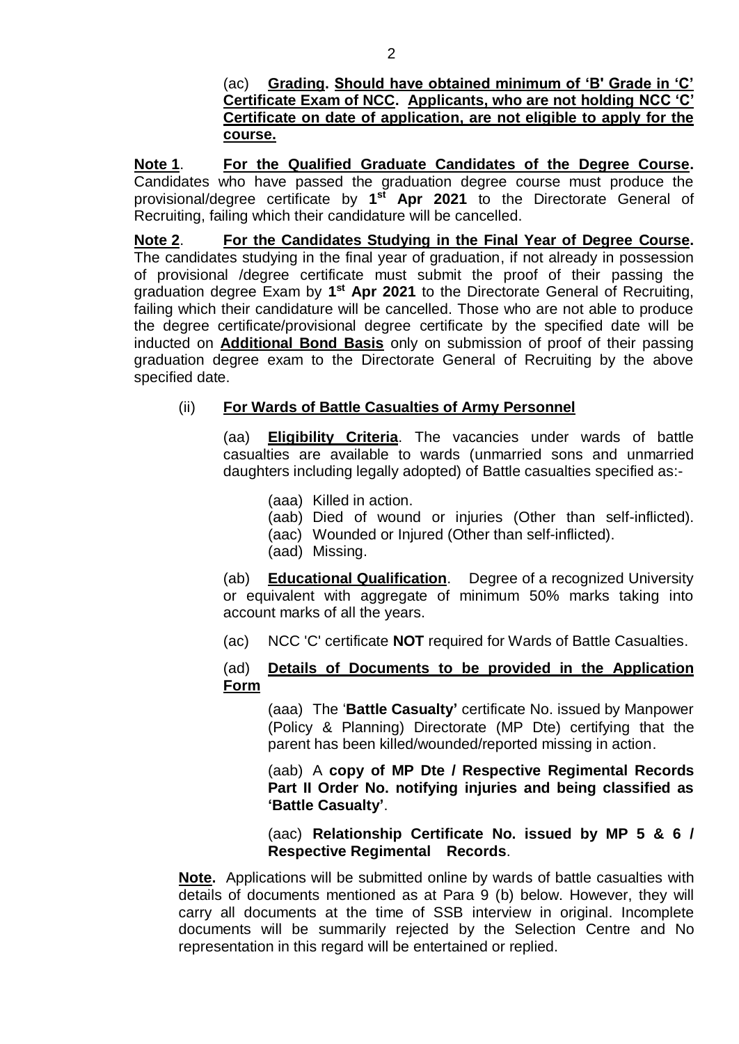(ac) **Grading. Should have obtained minimum of 'B' Grade in 'C' Certificate Exam of NCC. Applicants, who are not holding NCC 'C' Certificate on date of application, are not eligible to apply for the course.**

**Note 1**. **For the Qualified Graduate Candidates of the Degree Course.** Candidates who have passed the graduation degree course must produce the provisional/degree certificate by **1st Apr 2021** to the Directorate General of Recruiting, failing which their candidature will be cancelled.

**Note 2**. **For the Candidates Studying in the Final Year of Degree Course.** The candidates studying in the final year of graduation, if not already in possession of provisional /degree certificate must submit the proof of their passing the graduation degree Exam by **1st Apr 2021** to the Directorate General of Recruiting, failing which their candidature will be cancelled. Those who are not able to produce the degree certificate/provisional degree certificate by the specified date will be inducted on **Additional Bond Basis** only on submission of proof of their passing graduation degree exam to the Directorate General of Recruiting by the above specified date.

(ii) **For Wards of Battle Casualties of Army Personnel**

(aa) **Eligibility Criteria**. The vacancies under wards of battle casualties are available to wards (unmarried sons and unmarried daughters including legally adopted) of Battle casualties specified as:-

(aaa) Killed in action.

(aab) Died of wound or injuries (Other than self-inflicted).

(aac) Wounded or Injured (Other than self-inflicted).

(aad) Missing.

(ab) **Educational Qualification**. Degree of a recognized University or equivalent with aggregate of minimum 50% marks taking into account marks of all the years.

(ac) NCC 'C' certificate **NOT** required for Wards of Battle Casualties.

(ad) **Details of Documents to be provided in the Application Form**

(aaa) The '**Battle Casualty'** certificate No. issued by Manpower (Policy & Planning) Directorate (MP Dte) certifying that the parent has been killed/wounded/reported missing in action.

(aab) A **copy of MP Dte / Respective Regimental Records Part II Order No. notifying injuries and being classified as 'Battle Casualty'**.

(aac) **Relationship Certificate No. issued by MP 5 & 6 / Respective Regimental Records**.

**Note.** Applications will be submitted online by wards of battle casualties with details of documents mentioned as at Para 9 (b) below. However, they will carry all documents at the time of SSB interview in original. Incomplete documents will be summarily rejected by the Selection Centre and No representation in this regard will be entertained or replied.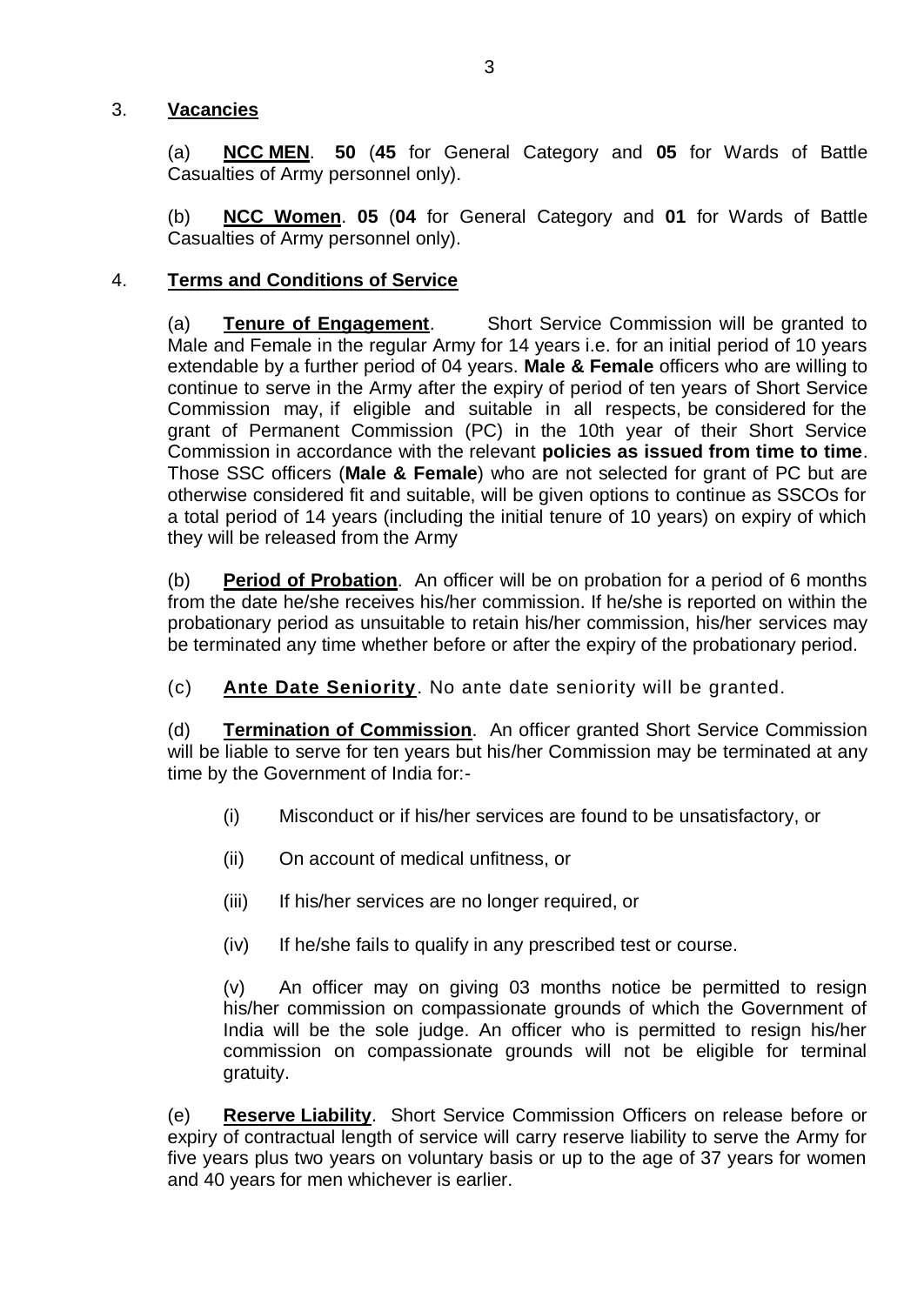3. **Vacancies**

(a) **NCC MEN**. **50** (**45** for General Category and **05** for Wards of Battle Casualties of Army personnel only).

(b) **NCC Women**. **05** (**04** for General Category and **01** for Wards of Battle Casualties of Army personnel only).

4. **Terms and Conditions of Service**

(a) **Tenure of Engagement**. Short Service Commission will be granted to Male and Female in the regular Army for 14 years i.e. for an initial period of 10 years extendable by a further period of 04 years. **Male & Female** officers who are willing to continue to serve in the Army after the expiry of period of ten years of Short Service Commission may, if eligible and suitable in all respects, be considered for the grant of Permanent Commission (PC) in the 10th year of their Short Service Commission in accordance with the relevant **policies as issued from time to time**. Those SSC officers (**Male & Female**) who are not selected for grant of PC but are otherwise considered fit and suitable, will be given options to continue as SSCOs for a total period of 14 years (including the initial tenure of 10 years) on expiry of which they will be released from the Army

(b) **Period of Probation**. An officer will be on probation for a period of 6 months from the date he/she receives his/her commission. If he/she is reported on within the probationary period as unsuitable to retain his/her commission, his/her services may be terminated any time whether before or after the expiry of the probationary period.

(c) **Ante Date Seniority**. No ante date seniority will be granted.

(d) **Termination of Commission**. An officer granted Short Service Commission will be liable to serve for ten years but his/her Commission may be terminated at any time by the Government of India for:-

(i) Misconduct or if his/her services are found to be unsatisfactory, or

(ii) On account of medical unfitness, or

(iii) If his/her services are no longer required, or

(iv) If he/she fails to qualify in any prescribed test or course.

(v) An officer may on giving 03 months notice be permitted to resign his/her commission on compassionate grounds of which the Government of India will be the sole judge. An officer who is permitted to resign his/her commission on compassionate grounds will not be eligible for terminal gratuity.

(e) **Reserve Liability**. Short Service Commission Officers on release before or expiry of contractual length of service will carry reserve liability to serve the Army for five years plus two years on voluntary basis or up to the age of 37 years for women and 40 years for men whichever is earlier.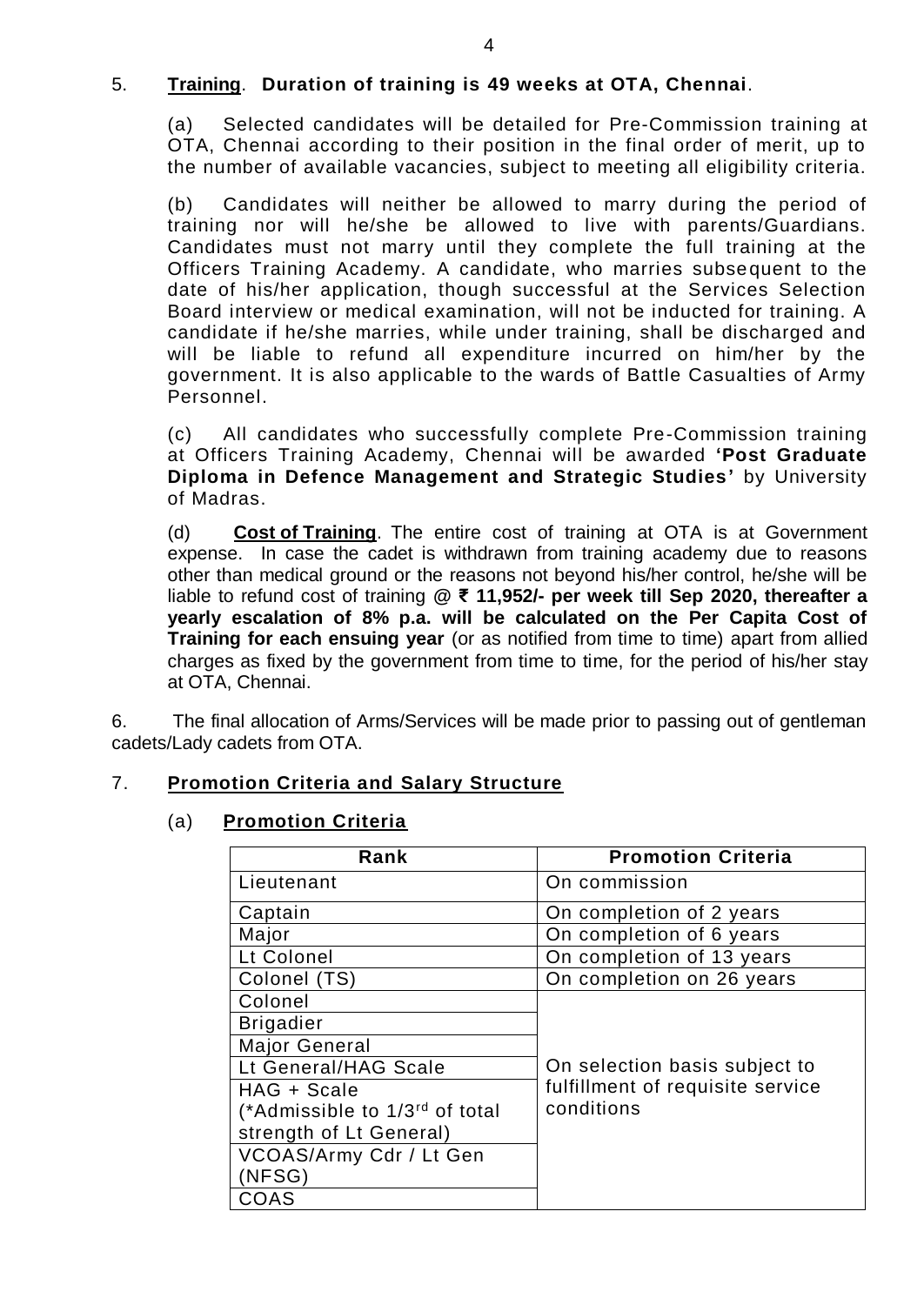5. **Training**. **Duration of training is 49 weeks at OTA, Chennai**.

(a) Selected candidates will be detailed for Pre-Commission training at OTA, Chennai according to their position in the final order of merit, up to the number of available vacancies, subject to meeting all eligibility criteria.

(b) Candidates will neither be allowed to marry during the period of training nor will he/she be allowed to live with parents/Guardians. Candidates must not marry until they complete the full training at the Officers Training Academy. A candidate, who marries subsequent to the date of his/her application, though successful at the Services Selection Board interview or medical examination, will not be inducted for training. A candidate if he/she marries, while under training, shall be discharged and will be liable to refund all expenditure incurred on him/her by the government. It is also applicable to the wards of Battle Casualties of Army Personnel.

(c) All candidates who successfully complete Pre-Commission training at Officers Training Academy, Chennai will be awarded **'Post Graduate Diploma in Defence Management and Strategic Studies'** by University of Madras.

(d) **Cost of Training**. The entire cost of training at OTA is at Government expense. In case the cadet is withdrawn from training academy due to reasons other than medical ground or the reasons not beyond his/her control, he/she will be liable to refund cost of training **@ ₹ 11,952/- per week till Sep 2020, thereafter a yearly escalation of 8% p.a. will be calculated on the Per Capita Cost of Training for each ensuing year** (or as notified from time to time) apart from allied charges as fixed by the government from time to time, for the period of his/her stay at OTA, Chennai.

6. The final allocation of Arms/Services will be made prior to passing out of gentleman cadets/Lady cadets from OTA.

7. **Promotion Criteria and Salary Structure**

(a) **Promotion Criteria**

| Rank | Promotion Criteria |
|---|---|
| Lieutenant | On commission |
| Captain | On completion of 2 years |
| Major | On completion of 6 years |
| Lt Colonel | On completion of 13 years |
| Colonel (TS) | On completion on 26 years |
| Colonel | On selection basis subject to fulfillment of requisite service conditions |
| Brigadier | |
| Major General | |
| Lt General/HAG Scale | |
| HAG + Scale (*Admissible to 1/3rd of total strength of Lt General) | |
| VCOAS/Army Cdr / Lt Gen (NFSG) | |
| COAS | |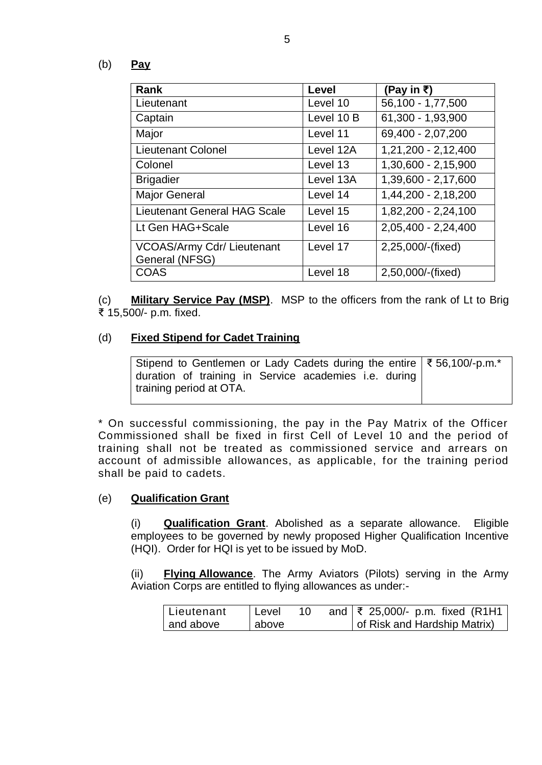(b) **Pay**

| Rank | Level | (Pay in ₹) |
|---|---|---|
| Lieutenant | Level 10 | 56,100 - 1,77,500 |
| Captain | Level 10 B | 61,300 - 1,93,900 |
| Major | Level 11 | 69,400 - 2,07,200 |
| Lieutenant Colonel | Level 12A | 1,21,200 - 2,12,400 |
| Colonel | Level 13 | 1,30,600 - 2,15,900 |
| Brigadier | Level 13A | 1,39,600 - 2,17,600 |
| Major General | Level 14 | 1,44,200 - 2,18,200 |
| Lieutenant General HAG Scale | Level 15 | 1,82,200 - 2,24,100 |
| Lt Gen HAG+Scale | Level 16 | 2,05,400 - 2,24,400 |
| VCOAS/Army Cdr/ Lieutenant General (NFSG) | Level 17 | 2,25,000/-(fixed) |
| COAS | Level 18 | 2,50,000/-(fixed) |

(c) **Military Service Pay (MSP)**. MSP to the officers from the rank of Lt to Brig ₹ 15,500/- p.m. fixed.

(d) **Fixed Stipend for Cadet Training**

| | |
|---|---|
| Stipend to Gentlemen or Lady Cadets during the entire duration of training in Service academies i.e. during training period at OTA. | ₹ 56,100/-p.m.* |

* On successful commissioning, the pay in the Pay Matrix of the Officer Commissioned shall be fixed in first Cell of Level 10 and the period of training shall not be treated as commissioned service and arrears on account of admissible allowances, as applicable, for the training period shall be paid to cadets.

(e) **Qualification Grant**

(i) **Qualification Grant**. Abolished as a separate allowance. Eligible employees to be governed by newly proposed Higher Qualification Incentive (HQI). Order for HQI is yet to be issued by MoD.

(ii) **Flying Allowance**. The Army Aviators (Pilots) serving in the Army Aviation Corps are entitled to flying allowances as under:-

| | | |
|---|---|---|
| Lieutenant and above | Level 10 and above | ₹ 25,000/- p.m. fixed (R1H1 of Risk and Hardship Matrix) |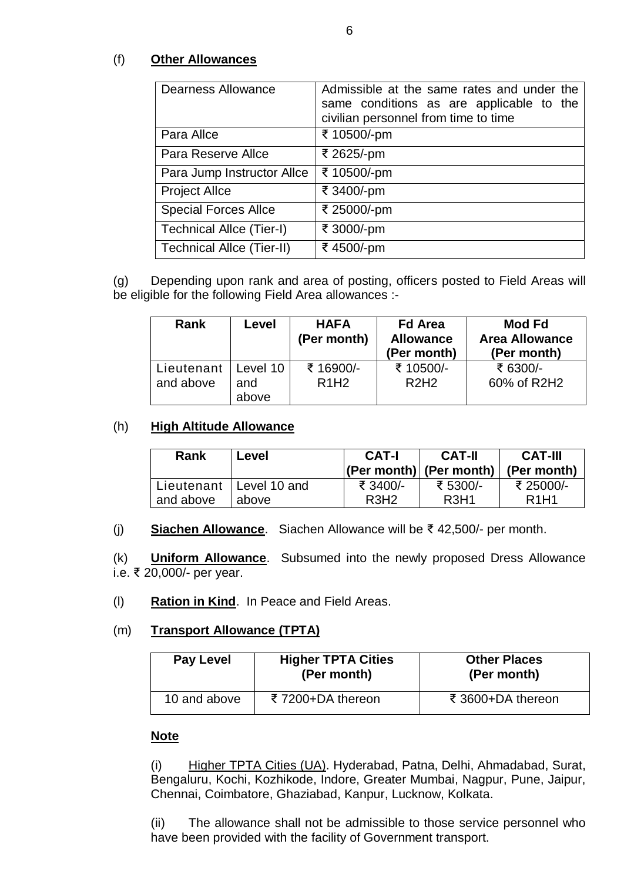(f) **Other Allowances**

| Dearness Allowance | Admissible at the same rates and under the same conditions as are applicable to the civilian personnel from time to time |
|---|---|
| Para Allce | ₹ 10500/-pm |
| Para Reserve Allce | ₹ 2625/-pm |
| Para Jump Instructor Allce | ₹ 10500/-pm |
| Project Allce | ₹ 3400/-pm |
| Special Forces Allce | ₹ 25000/-pm |
| Technical Allce (Tier-I) | ₹ 3000/-pm |
| Technical Allce (Tier-II) | ₹ 4500/-pm |

(g) Depending upon rank and area of posting, officers posted to Field Areas will be eligible for the following Field Area allowances :-

| Rank | Level | HAFA (Per month) | Fd Area Allowance (Per month) | Mod Fd Area Allowance (Per month) |
|---|---|---|---|---|
| Lieutenant and above | Level 10 and above | ₹ 16900/- R1H2 | ₹ 10500/- R2H2 | ₹ 6300/- 60% of R2H2 |

(h) **High Altitude Allowance**

| Rank | Level | CAT-I (Per month) | CAT-II (Per month) | CAT-III (Per month) |
|---|---|---|---|---|
| Lieutenant and above | Level 10 and above | ₹ 3400/- R3H2 | ₹ 5300/- R3H1 | ₹ 25000/- R1H1 |

(j) **Siachen Allowance**. Siachen Allowance will be ₹ 42,500/- per month.

(k) **Uniform Allowance**. Subsumed into the newly proposed Dress Allowance i.e. ₹ 20,000/- per year.

(l) **Ration in Kind**. In Peace and Field Areas.

(m) **Transport Allowance (TPTA)**

| Pay Level | Higher TPTA Cities (Per month) | Other Places (Per month) |
|---|---|---|
| 10 and above | ₹ 7200+DA thereon | ₹ 3600+DA thereon |

**Note**

(i) Higher TPTA Cities (UA). Hyderabad, Patna, Delhi, Ahmadabad, Surat, Bengaluru, Kochi, Kozhikode, Indore, Greater Mumbai, Nagpur, Pune, Jaipur, Chennai, Coimbatore, Ghaziabad, Kanpur, Lucknow, Kolkata.

(ii) The allowance shall not be admissible to those service personnel who have been provided with the facility of Government transport.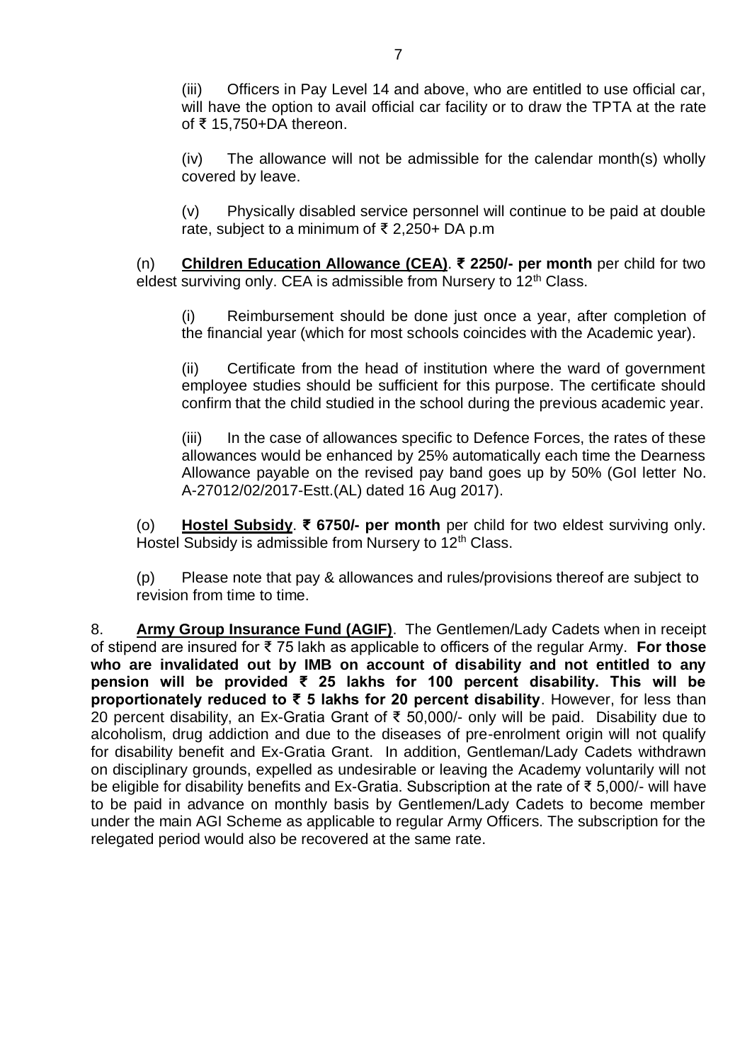(iii) Officers in Pay Level 14 and above, who are entitled to use official car, will have the option to avail official car facility or to draw the TPTA at the rate of ₹ 15,750+DA thereon.

(iv) The allowance will not be admissible for the calendar month(s) wholly covered by leave.

(v) Physically disabled service personnel will continue to be paid at double rate, subject to a minimum of ₹ 2,250+ DA p.m

(n) **Children Education Allowance (CEA)**. **₹ 2250/- per month** per child for two eldest surviving only. CEA is admissible from Nursery to 12th Class.

(i) Reimbursement should be done just once a year, after completion of the financial year (which for most schools coincides with the Academic year).

(ii) Certificate from the head of institution where the ward of government employee studies should be sufficient for this purpose. The certificate should confirm that the child studied in the school during the previous academic year.

(iii) In the case of allowances specific to Defence Forces, the rates of these allowances would be enhanced by 25% automatically each time the Dearness Allowance payable on the revised pay band goes up by 50% (GoI letter No. A-27012/02/2017-Estt.(AL) dated 16 Aug 2017).

(o) **Hostel Subsidy**. **₹ 6750/- per month** per child for two eldest surviving only. Hostel Subsidy is admissible from Nursery to 12th Class.

(p) Please note that pay & allowances and rules/provisions thereof are subject to revision from time to time.

8. **Army Group Insurance Fund (AGIF)**. The Gentlemen/Lady Cadets when in receipt of stipend are insured for ₹ 75 lakh as applicable to officers of the regular Army. **For those who are invalidated out by IMB on account of disability and not entitled to any pension will be provided ₹ 25 lakhs for 100 percent disability. This will be proportionately reduced to ₹ 5 lakhs for 20 percent disability**. However, for less than 20 percent disability, an Ex-Gratia Grant of ₹ 50,000/- only will be paid. Disability due to alcoholism, drug addiction and due to the diseases of pre-enrolment origin will not qualify for disability benefit and Ex-Gratia Grant. In addition, Gentleman/Lady Cadets withdrawn on disciplinary grounds, expelled as undesirable or leaving the Academy voluntarily will not be eligible for disability benefits and Ex-Gratia. Subscription at the rate of ₹ 5,000/- will have to be paid in advance on monthly basis by Gentlemen/Lady Cadets to become member under the main AGI Scheme as applicable to regular Army Officers. The subscription for the relegated period would also be recovered at the same rate.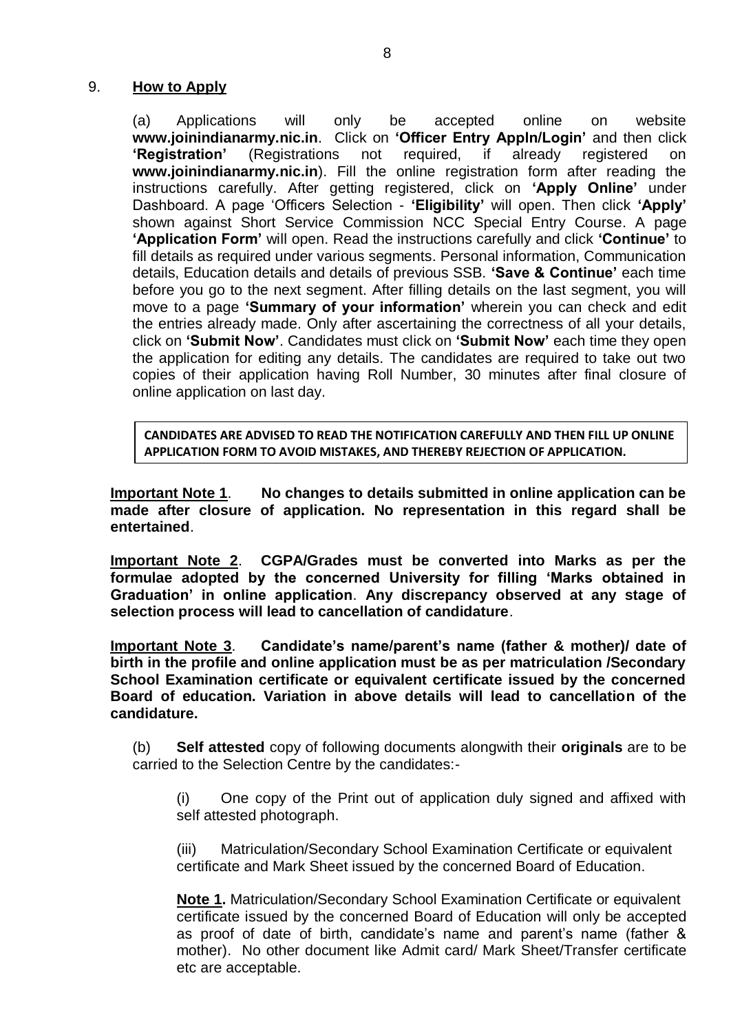9. **How to Apply**

(a) Applications will only be accepted online on website **www.joinindianarmy.nic.in**. Click on **'Officer Entry Appln/Login'** and then click **'Registration'** (Registrations not required, if already registered on **www.joinindianarmy.nic.in**). Fill the online registration form after reading the instructions carefully. After getting registered, click on **'Apply Online'** under Dashboard. A page 'Officers Selection - **'Eligibility'** will open. Then click **'Apply'** shown against Short Service Commission NCC Special Entry Course. A page **'Application Form'** will open. Read the instructions carefully and click **'Continue'** to fill details as required under various segments. Personal information, Communication details, Education details and details of previous SSB. **'Save & Continue'** each time before you go to the next segment. After filling details on the last segment, you will move to a page **'Summary of your information'** wherein you can check and edit the entries already made. Only after ascertaining the correctness of all your details, click on **'Submit Now'**. Candidates must click on **'Submit Now'** each time they open the application for editing any details. The candidates are required to take out two copies of their application having Roll Number, 30 minutes after final closure of online application on last day.

**CANDIDATES ARE ADVISED TO READ THE NOTIFICATION CAREFULLY AND THEN FILL UP ONLINE APPLICATION FORM TO AVOID MISTAKES, AND THEREBY REJECTION OF APPLICATION.**

**Important Note 1**. **No changes to details submitted in online application can be made after closure of application. No representation in this regard shall be entertained**.

**Important Note 2**. **CGPA/Grades must be converted into Marks as per the formulae adopted by the concerned University for filling 'Marks obtained in Graduation' in online application**. **Any discrepancy observed at any stage of selection process will lead to cancellation of candidature**.

**Important Note 3**. **Candidate's name/parent's name (father & mother)/ date of birth in the profile and online application must be as per matriculation /Secondary School Examination certificate or equivalent certificate issued by the concerned Board of education. Variation in above details will lead to cancellation of the candidature.**

(b) **Self attested** copy of following documents alongwith their **originals** are to be carried to the Selection Centre by the candidates:-

(i) One copy of the Print out of application duly signed and affixed with self attested photograph.

(iii) Matriculation/Secondary School Examination Certificate or equivalent certificate and Mark Sheet issued by the concerned Board of Education.

**Note 1.** Matriculation/Secondary School Examination Certificate or equivalent certificate issued by the concerned Board of Education will only be accepted as proof of date of birth, candidate's name and parent's name (father & mother). No other document like Admit card/ Mark Sheet/Transfer certificate etc are acceptable.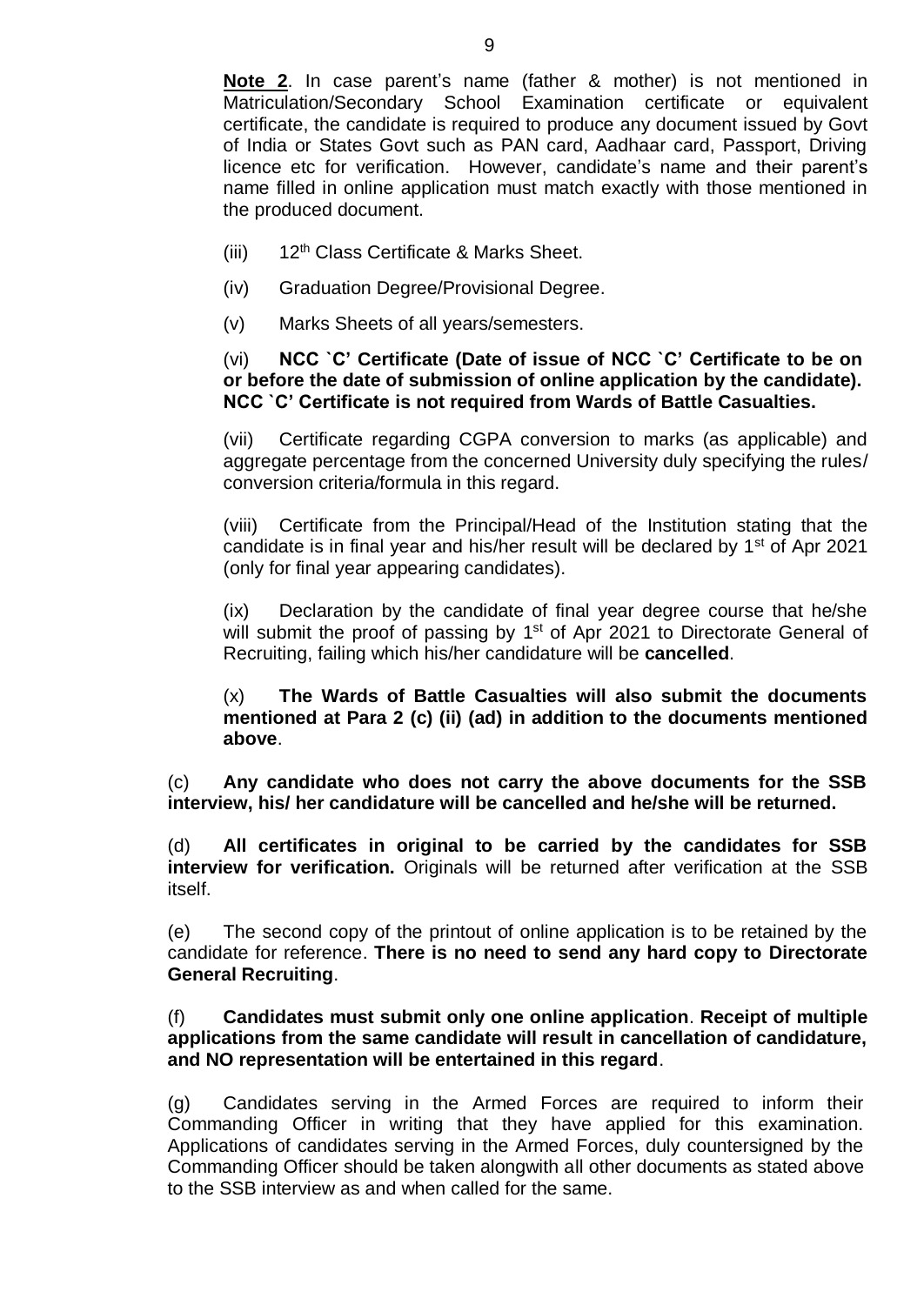**Note 2**. In case parent's name (father & mother) is not mentioned in Matriculation/Secondary School Examination certificate or equivalent certificate, the candidate is required to produce any document issued by Govt of India or States Govt such as PAN card, Aadhaar card, Passport, Driving licence etc for verification. However, candidate's name and their parent's name filled in online application must match exactly with those mentioned in the produced document.

(iii) 12th Class Certificate & Marks Sheet.

(iv) Graduation Degree/Provisional Degree.

(v) Marks Sheets of all years/semesters.

(vi) **NCC `C' Certificate (Date of issue of NCC `C' Certificate to be on or before the date of submission of online application by the candidate). NCC `C' Certificate is not required from Wards of Battle Casualties.**

(vii) Certificate regarding CGPA conversion to marks (as applicable) and aggregate percentage from the concerned University duly specifying the rules/ conversion criteria/formula in this regard.

(viii) Certificate from the Principal/Head of the Institution stating that the candidate is in final year and his/her result will be declared by 1st of Apr 2021 (only for final year appearing candidates).

(ix) Declaration by the candidate of final year degree course that he/she will submit the proof of passing by 1st of Apr 2021 to Directorate General of Recruiting, failing which his/her candidature will be **cancelled**.

(x) **The Wards of Battle Casualties will also submit the documents mentioned at Para 2 (c) (ii) (ad) in addition to the documents mentioned above**.

(c) **Any candidate who does not carry the above documents for the SSB interview, his/ her candidature will be cancelled and he/she will be returned.**

(d) **All certificates in original to be carried by the candidates for SSB interview for verification.** Originals will be returned after verification at the SSB itself.

(e) The second copy of the printout of online application is to be retained by the candidate for reference. **There is no need to send any hard copy to Directorate General Recruiting**.

(f) **Candidates must submit only one online application**. **Receipt of multiple applications from the same candidate will result in cancellation of candidature, and NO representation will be entertained in this regard**.

(g) Candidates serving in the Armed Forces are required to inform their Commanding Officer in writing that they have applied for this examination. Applications of candidates serving in the Armed Forces, duly countersigned by the Commanding Officer should be taken alongwith all other documents as stated above to the SSB interview as and when called for the same.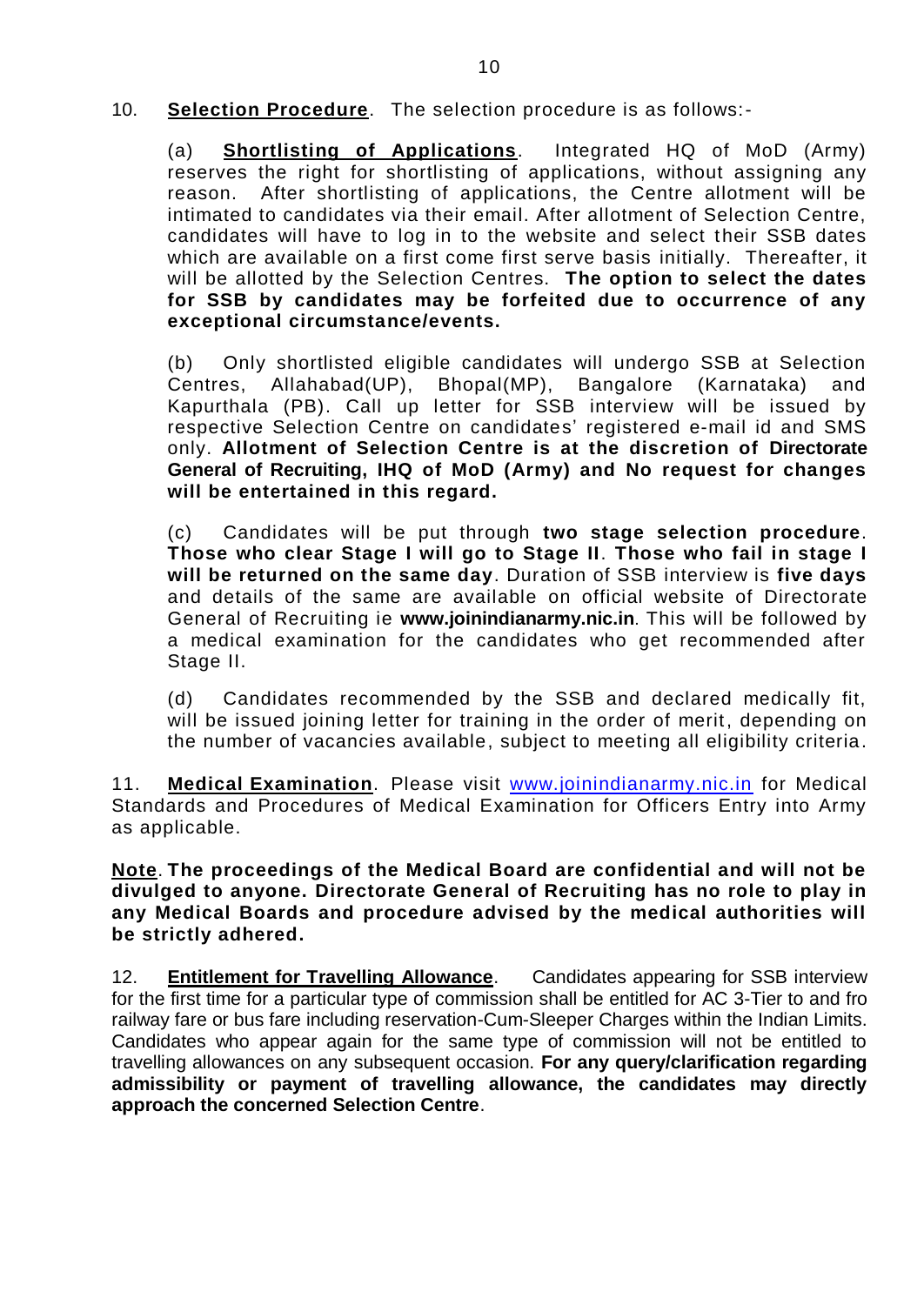10. **Selection Procedure**. The selection procedure is as follows:-

(a) **Shortlisting of Applications**. Integrated HQ of MoD (Army) reserves the right for shortlisting of applications, without assigning any reason. After shortlisting of applications, the Centre allotment will be intimated to candidates via their email. After allotment of Selection Centre, candidates will have to log in to the website and select their SSB dates which are available on a first come first serve basis initially. Thereafter, it will be allotted by the Selection Centres. **The option to select the dates for SSB by candidates may be forfeited due to occurrence of any exceptional circumstance/events.**

(b) Only shortlisted eligible candidates will undergo SSB at Selection Centres, Allahabad(UP), Bhopal(MP), Bangalore (Karnataka) and Kapurthala (PB). Call up letter for SSB interview will be issued by respective Selection Centre on candidates' registered e-mail id and SMS only. **Allotment of Selection Centre is at the discretion of Directorate General of Recruiting, IHQ of MoD (Army) and No request for changes will be entertained in this regard.**

(c) Candidates will be put through **two stage selection procedure**. **Those who clear Stage I will go to Stage II**. **Those who fail in stage I will be returned on the same day**. Duration of SSB interview is **five days** and details of the same are available on official website of Directorate General of Recruiting ie **www.joinindianarmy.nic.in**. This will be followed by a medical examination for the candidates who get recommended after Stage II.

(d) Candidates recommended by the SSB and declared medically fit, will be issued joining letter for training in the order of merit, depending on the number of vacancies available, subject to meeting all eligibility criteria.

11. **Medical Examination**. Please visit [www.joinindianarmy.nic.in](http://www.joinindianarmy.nic.in) for Medical Standards and Procedures of Medical Examination for Officers Entry into Army as applicable.

**Note**. **The proceedings of the Medical Board are confidential and will not be divulged to anyone. Directorate General of Recruiting has no role to play in any Medical Boards and procedure advised by the medical authorities will be strictly adhered.**

12. **Entitlement for Travelling Allowance**. Candidates appearing for SSB interview for the first time for a particular type of commission shall be entitled for AC 3-Tier to and fro railway fare or bus fare including reservation-Cum-Sleeper Charges within the Indian Limits. Candidates who appear again for the same type of commission will not be entitled to travelling allowances on any subsequent occasion. **For any query/clarification regarding admissibility or payment of travelling allowance, the candidates may directly approach the concerned Selection Centre**.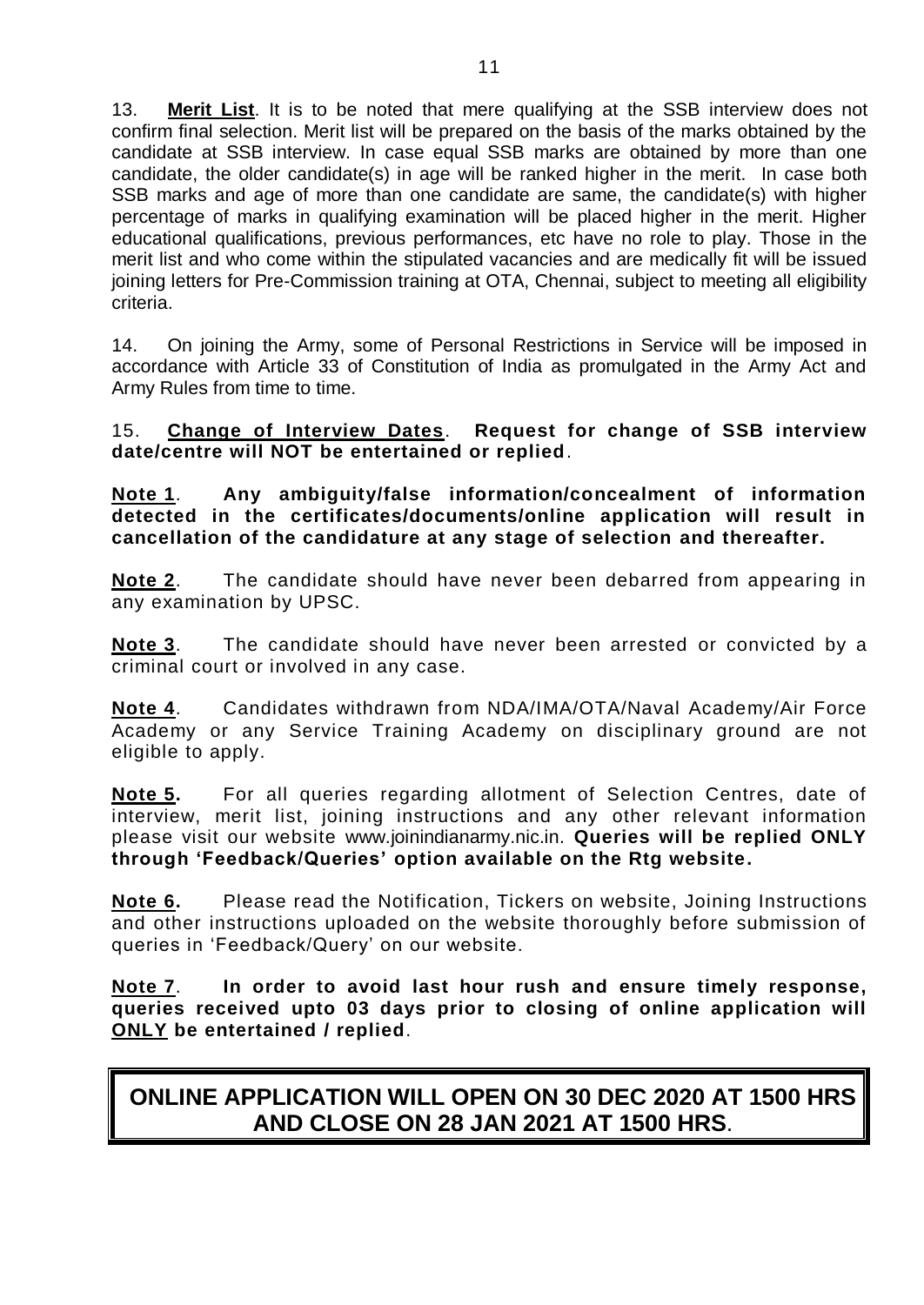13. **Merit List**. It is to be noted that mere qualifying at the SSB interview does not confirm final selection. Merit list will be prepared on the basis of the marks obtained by the candidate at SSB interview. In case equal SSB marks are obtained by more than one candidate, the older candidate(s) in age will be ranked higher in the merit. In case both SSB marks and age of more than one candidate are same, the candidate(s) with higher percentage of marks in qualifying examination will be placed higher in the merit. Higher educational qualifications, previous performances, etc have no role to play. Those in the merit list and who come within the stipulated vacancies and are medically fit will be issued joining letters for Pre-Commission training at OTA, Chennai, subject to meeting all eligibility criteria.

14. On joining the Army, some of Personal Restrictions in Service will be imposed in accordance with Article 33 of Constitution of India as promulgated in the Army Act and Army Rules from time to time.

15. **Change of Interview Dates**. **Request for change of SSB interview date/centre will NOT be entertained or replied**.

**Note 1**. **Any ambiguity/false information/concealment of information detected in the certificates/documents/online application will result in cancellation of the candidature at any stage of selection and thereafter.**

**Note 2**. The candidate should have never been debarred from appearing in any examination by UPSC.

**Note 3**. The candidate should have never been arrested or convicted by a criminal court or involved in any case.

**Note 4**. Candidates withdrawn from NDA/IMA/OTA/Naval Academy/Air Force Academy or any Service Training Academy on disciplinary ground are not eligible to apply.

**Note 5.** For all queries regarding allotment of Selection Centres, date of interview, merit list, joining instructions and any other relevant information please visit our website www.joinindianarmy.nic.in. **Queries will be replied ONLY through 'Feedback/Queries' option available on the Rtg website.**

**Note 6.** Please read the Notification, Tickers on website, Joining Instructions and other instructions uploaded on the website thoroughly before submission of queries in 'Feedback/Query' on our website.

**Note 7**. **In order to avoid last hour rush and ensure timely response, queries received upto 03 days prior to closing of online application will ONLY be entertained / replied**.

**ONLINE APPLICATION WILL OPEN ON 30 DEC 2020 AT 1500 HRS AND CLOSE ON 28 JAN 2021 AT 1500 HRS**.